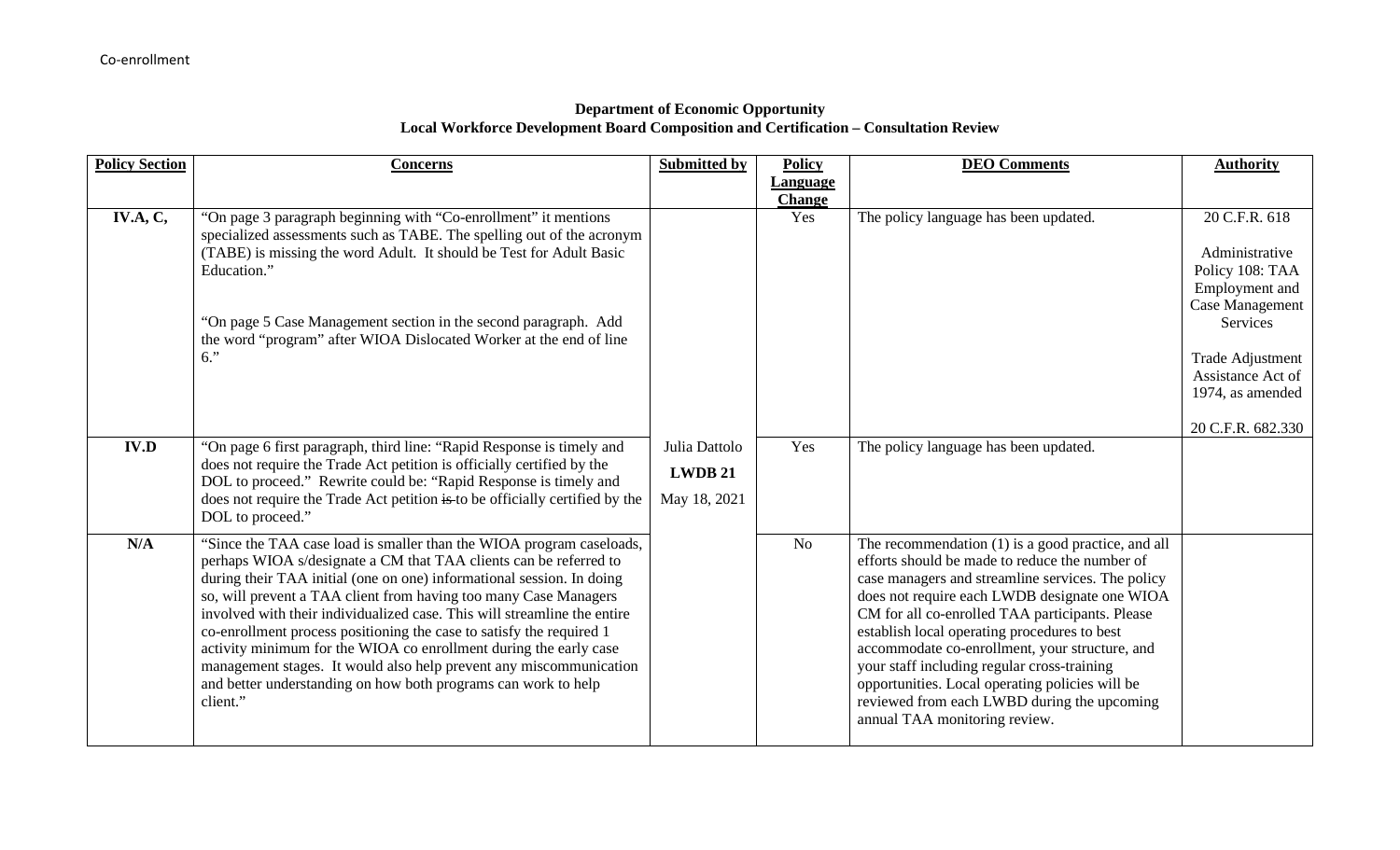Co-enrollment

**Department of Economic Opportunity**
**Local Workforce Development Board Composition and Certification – Consultation Review**

| Policy Section | Concerns | Submitted by | Policy Language Change | DEO Comments | Authority |
|---|---|---|---|---|---|
| **IV.A, C,** | "On page 3 paragraph beginning with "Co-enrollment" it mentions specialized assessments such as TABE. The spelling out of the acronym (TABE) is missing the word Adult. It should be Test for Adult Basic Education."<br><br>"On page 5 Case Management section in the second paragraph. Add the word "program" after WIOA Dislocated Worker at the end of line 6." | Julia Dattolo<br>**LWDB 21**<br>May 18, 2021 | Yes | The policy language has been updated. | 20 C.F.R. 618<br><br>Administrative Policy 108: TAA Employment and Case Management Services<br><br>Trade Adjustment Assistance Act of 1974, as amended<br><br>20 C.F.R. 682.330 |
| **IV.D** | "On page 6 first paragraph, third line: "Rapid Response is timely and does not require the Trade Act petition is officially certified by the DOL to proceed." Rewrite could be: "Rapid Response is timely and does not require the Trade Act petition ~~is~~ to be officially certified by the DOL to proceed." | | Yes | The policy language has been updated. | |
| **N/A** | "Since the TAA case load is smaller than the WIOA program caseloads, perhaps WIOA s/designate a CM that TAA clients can be referred to during their TAA initial (one on one) informational session. In doing so, will prevent a TAA client from having too many Case Managers involved with their individualized case. This will streamline the entire co-enrollment process positioning the case to satisfy the required 1 activity minimum for the WIOA co enrollment during the early case management stages. It would also help prevent any miscommunication and better understanding on how both programs can work to help client." | | No | The recommendation (1) is a good practice, and all efforts should be made to reduce the number of case managers and streamline services. The policy does not require each LWDB designate one WIOA CM for all co-enrolled TAA participants. Please establish local operating procedures to best accommodate co-enrollment, your structure, and your staff including regular cross-training opportunities. Local operating policies will be reviewed from each LWBD during the upcoming annual TAA monitoring review. | |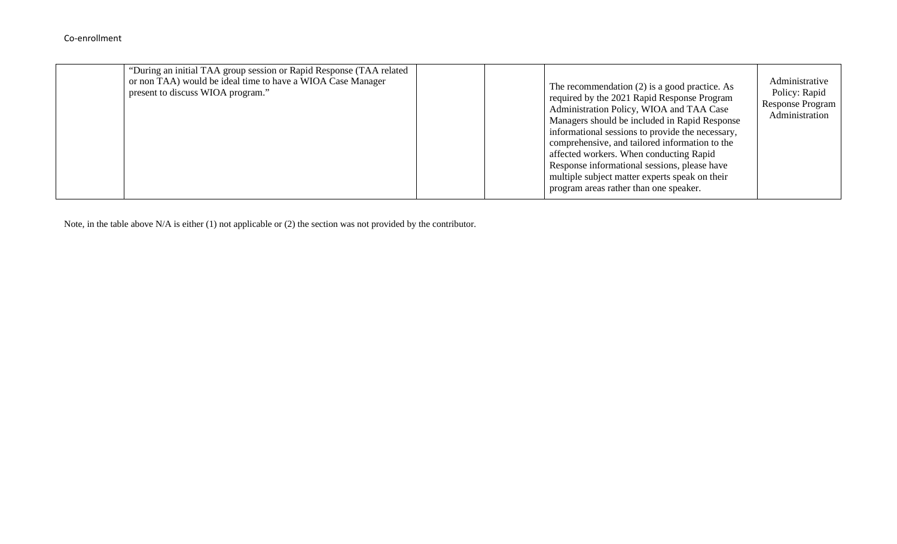| | | | | | |
|---|---|---|---|---|---|
| | "During an initial TAA group session or Rapid Response (TAA related or non TAA) would be ideal time to have a WIOA Case Manager present to discuss WIOA program." | | | The recommendation (2) is a good practice. As required by the 2021 Rapid Response Program Administration Policy, WIOA and TAA Case Managers should be included in Rapid Response informational sessions to provide the necessary, comprehensive, and tailored information to the affected workers. When conducting Rapid Response informational sessions, please have multiple subject matter experts speak on their program areas rather than one speaker. | Administrative Policy: Rapid Response Program Administration |

Note, in the table above N/A is either (1) not applicable or (2) the section was not provided by the contributor.